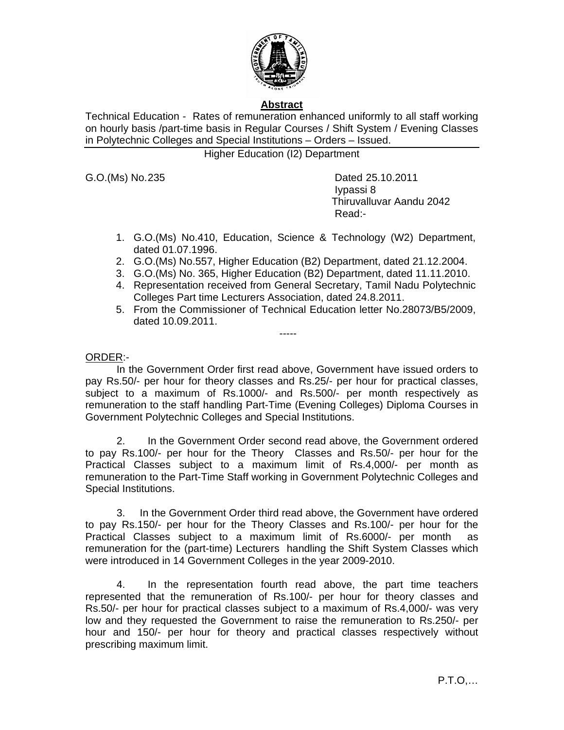**Abstract**

Technical Education - Rates of remuneration enhanced uniformly to all staff working on hourly basis /part-time basis in Regular Courses / Shift System / Evening Classes in Polytechnic Colleges and Special Institutions – Orders – Issued.

Higher Education (I2) Department

G.O.(Ms) No.235

Dated 25.10.2011
Iypassi 8
Thiruvalluvar Aandu 2042
Read:-

1. G.O.(Ms) No.410, Education, Science & Technology (W2) Department, dated 01.07.1996.
2. G.O.(Ms) No.557, Higher Education (B2) Department, dated 21.12.2004.
3. G.O.(Ms) No. 365, Higher Education (B2) Department, dated 11.11.2010.
4. Representation received from General Secretary, Tamil Nadu Polytechnic Colleges Part time Lecturers Association, dated 24.8.2011.
5. From the Commissioner of Technical Education letter No.28073/B5/2009, dated 10.09.2011.

-----

ORDER:-

In the Government Order first read above, Government have issued orders to pay Rs.50/- per hour for theory classes and Rs.25/- per hour for practical classes, subject to a maximum of Rs.1000/- and Rs.500/- per month respectively as remuneration to the staff handling Part-Time (Evening Colleges) Diploma Courses in Government Polytechnic Colleges and Special Institutions.

2. In the Government Order second read above, the Government ordered to pay Rs.100/- per hour for the Theory Classes and Rs.50/- per hour for the Practical Classes subject to a maximum limit of Rs.4,000/- per month as remuneration to the Part-Time Staff working in Government Polytechnic Colleges and Special Institutions.

3. In the Government Order third read above, the Government have ordered to pay Rs.150/- per hour for the Theory Classes and Rs.100/- per hour for the Practical Classes subject to a maximum limit of Rs.6000/- per month as remuneration for the (part-time) Lecturers handling the Shift System Classes which were introduced in 14 Government Colleges in the year 2009-2010.

4. In the representation fourth read above, the part time teachers represented that the remuneration of Rs.100/- per hour for theory classes and Rs.50/- per hour for practical classes subject to a maximum of Rs.4,000/- was very low and they requested the Government to raise the remuneration to Rs.250/- per hour and 150/- per hour for theory and practical classes respectively without prescribing maximum limit.

P.T.O,…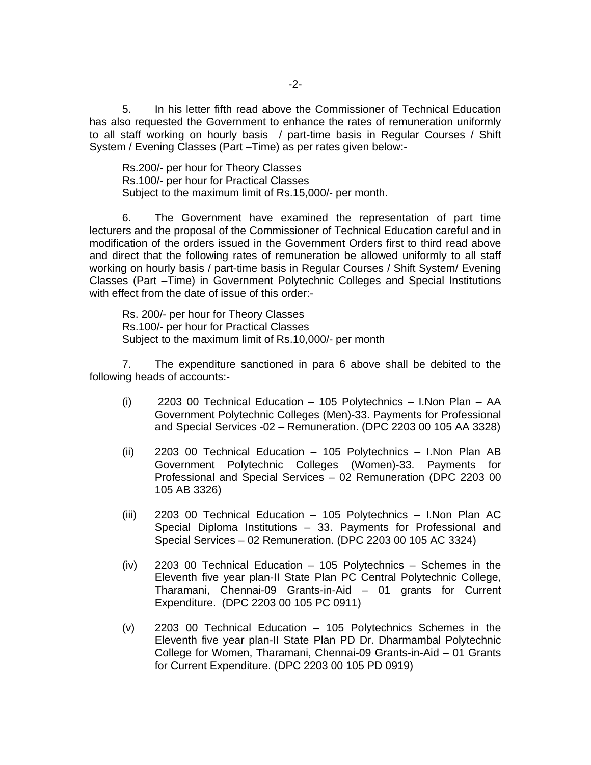5. In his letter fifth read above the Commissioner of Technical Education has also requested the Government to enhance the rates of remuneration uniformly to all staff working on hourly basis / part-time basis in Regular Courses / Shift System / Evening Classes (Part –Time) as per rates given below:-

Rs.200/- per hour for Theory Classes
Rs.100/- per hour for Practical Classes
Subject to the maximum limit of Rs.15,000/- per month.

6. The Government have examined the representation of part time lecturers and the proposal of the Commissioner of Technical Education careful and in modification of the orders issued in the Government Orders first to third read above and direct that the following rates of remuneration be allowed uniformly to all staff working on hourly basis / part-time basis in Regular Courses / Shift System/ Evening Classes (Part –Time) in Government Polytechnic Colleges and Special Institutions with effect from the date of issue of this order:-

Rs. 200/- per hour for Theory Classes
Rs.100/- per hour for Practical Classes
Subject to the maximum limit of Rs.10,000/- per month

7. The expenditure sanctioned in para 6 above shall be debited to the following heads of accounts:-

(i) 2203 00 Technical Education – 105 Polytechnics – I.Non Plan – AA Government Polytechnic Colleges (Men)-33. Payments for Professional and Special Services -02 – Remuneration. (DPC 2203 00 105 AA 3328)

(ii) 2203 00 Technical Education – 105 Polytechnics – I.Non Plan AB Government Polytechnic Colleges (Women)-33. Payments for Professional and Special Services – 02 Remuneration (DPC 2203 00 105 AB 3326)

(iii) 2203 00 Technical Education – 105 Polytechnics – I.Non Plan AC Special Diploma Institutions – 33. Payments for Professional and Special Services – 02 Remuneration. (DPC 2203 00 105 AC 3324)

(iv) 2203 00 Technical Education – 105 Polytechnics – Schemes in the Eleventh five year plan-II State Plan PC Central Polytechnic College, Tharamani, Chennai-09 Grants-in-Aid – 01 grants for Current Expenditure. (DPC 2203 00 105 PC 0911)

(v) 2203 00 Technical Education – 105 Polytechnics Schemes in the Eleventh five year plan-II State Plan PD Dr. Dharmambal Polytechnic College for Women, Tharamani, Chennai-09 Grants-in-Aid – 01 Grants for Current Expenditure. (DPC 2203 00 105 PD 0919)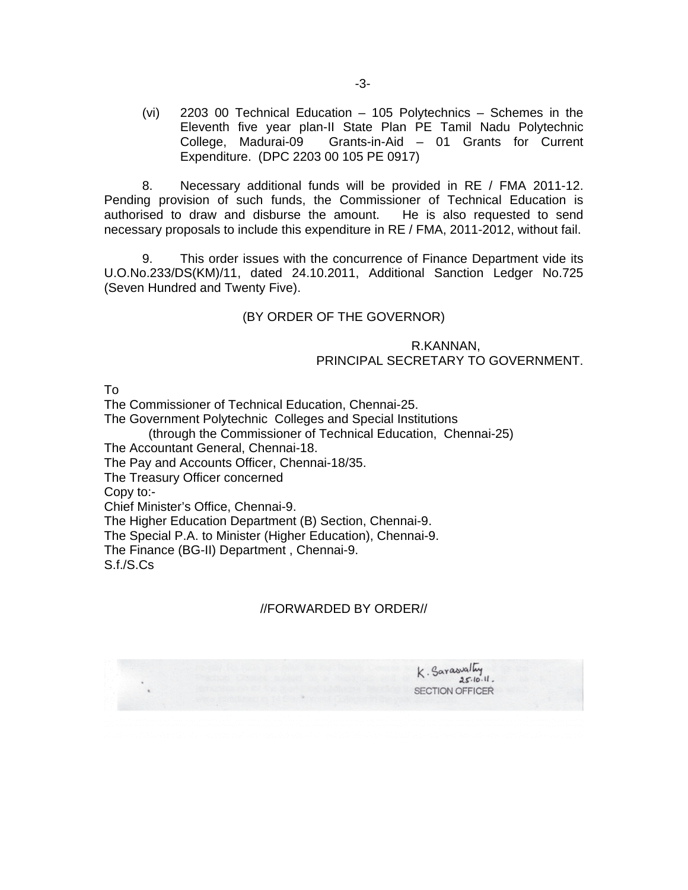(vi) 2203 00 Technical Education – 105 Polytechnics – Schemes in the Eleventh five year plan-II State Plan PE Tamil Nadu Polytechnic College, Madurai-09 Grants-in-Aid – 01 Grants for Current Expenditure. (DPC 2203 00 105 PE 0917)

8. Necessary additional funds will be provided in RE / FMA 2011-12. Pending provision of such funds, the Commissioner of Technical Education is authorised to draw and disburse the amount. He is also requested to send necessary proposals to include this expenditure in RE / FMA, 2011-2012, without fail.

9. This order issues with the concurrence of Finance Department vide its U.O.No.233/DS(KM)/11, dated 24.10.2011, Additional Sanction Ledger No.725 (Seven Hundred and Twenty Five).

(BY ORDER OF THE GOVERNOR)

R.KANNAN,
PRINCIPAL SECRETARY TO GOVERNMENT.

To
The Commissioner of Technical Education, Chennai-25.
The Government Polytechnic Colleges and Special Institutions
(through the Commissioner of Technical Education, Chennai-25)
The Accountant General, Chennai-18.
The Pay and Accounts Officer, Chennai-18/35.
The Treasury Officer concerned
Copy to:-
Chief Minister's Office, Chennai-9.
The Higher Education Department (B) Section, Chennai-9.
The Special P.A. to Minister (Higher Education), Chennai-9.
The Finance (BG-II) Department , Chennai-9.
S.f./S.Cs

//FORWARDED BY ORDER//

K. Sarasvathy
25.10.11.
SECTION OFFICER